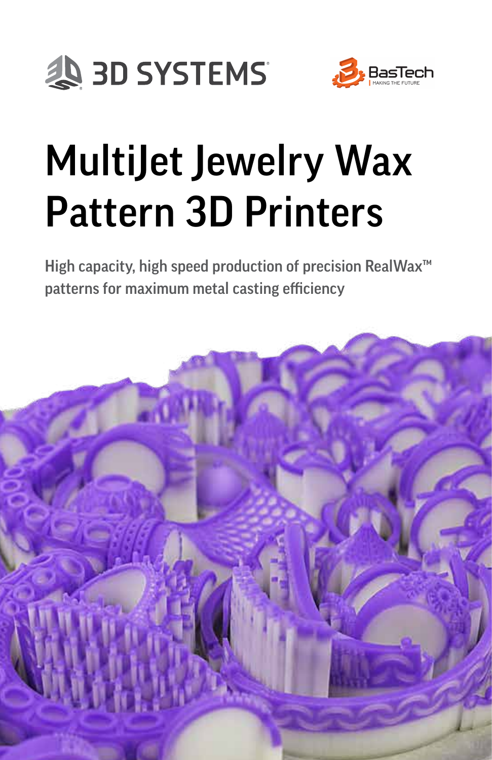3D SYSTEMS

BasTech
MAKING THE FUTURE

# MultiJet Jewelry Wax Pattern 3D Printers

High capacity, high speed production of precision RealWax™ patterns for maximum metal casting efficiency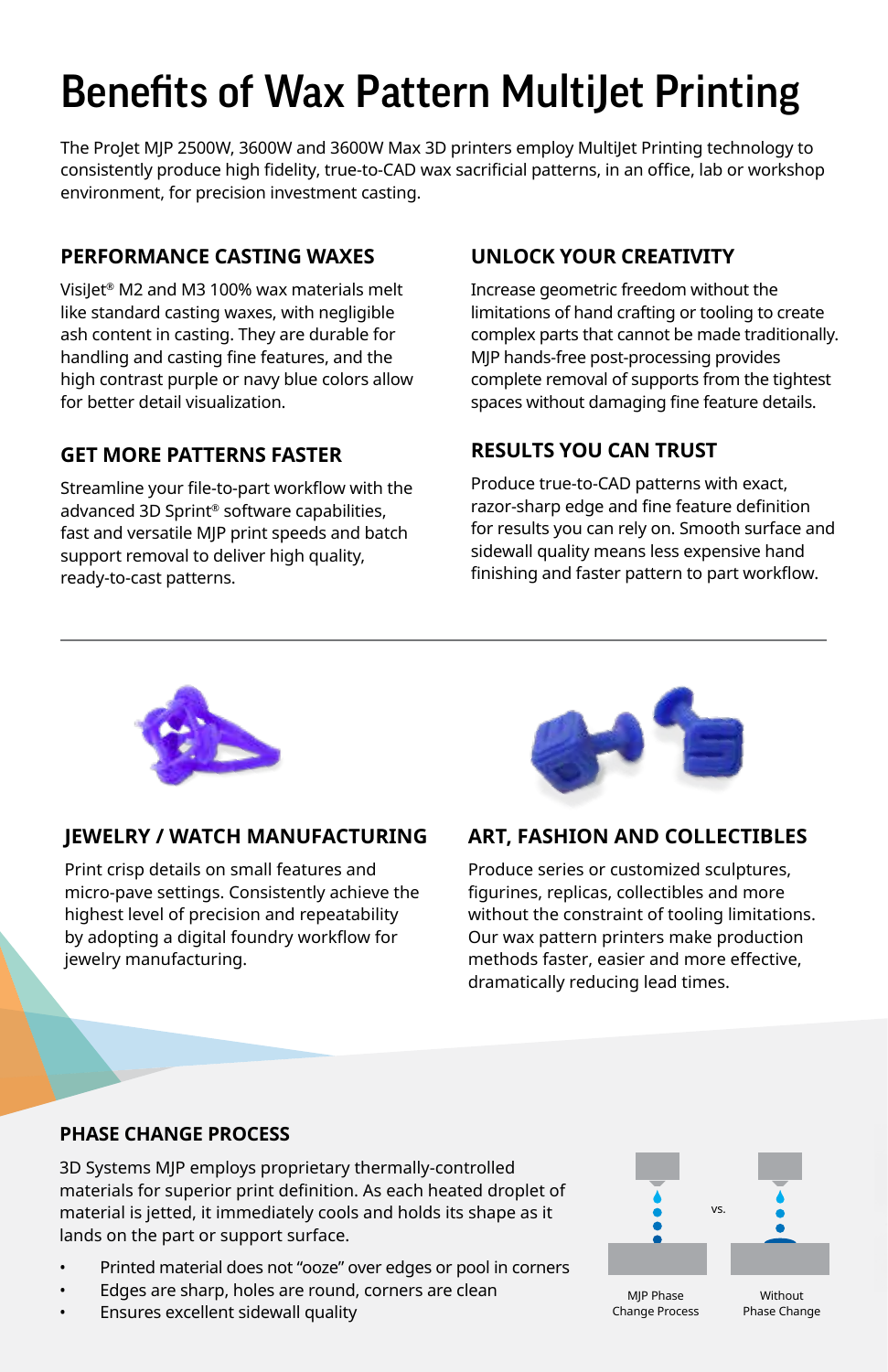# Benefits of Wax Pattern MultiJet Printing

The ProJet MJP 2500W, 3600W and 3600W Max 3D printers employ MultiJet Printing technology to consistently produce high fidelity, true-to-CAD wax sacrificial patterns, in an office, lab or workshop environment, for precision investment casting.

## PERFORMANCE CASTING WAXES

VisiJet® M2 and M3 100% wax materials melt like standard casting waxes, with negligible ash content in casting. They are durable for handling and casting fine features, and the high contrast purple or navy blue colors allow for better detail visualization.

## GET MORE PATTERNS FASTER

Streamline your file-to-part workflow with the advanced 3D Sprint® software capabilities, fast and versatile MJP print speeds and batch support removal to deliver high quality, ready-to-cast patterns.

## UNLOCK YOUR CREATIVITY

Increase geometric freedom without the limitations of hand crafting or tooling to create complex parts that cannot be made traditionally. MJP hands-free post-processing provides complete removal of supports from the tightest spaces without damaging fine feature details.

## RESULTS YOU CAN TRUST

Produce true-to-CAD patterns with exact, razor-sharp edge and fine feature definition for results you can rely on. Smooth surface and sidewall quality means less expensive hand finishing and faster pattern to part workflow.

## JEWELRY / WATCH MANUFACTURING

Print crisp details on small features and micro-pave settings. Consistently achieve the highest level of precision and repeatability by adopting a digital foundry workflow for jewelry manufacturing.

## ART, FASHION AND COLLECTIBLES

Produce series or customized sculptures, figurines, replicas, collectibles and more without the constraint of tooling limitations. Our wax pattern printers make production methods faster, easier and more effective, dramatically reducing lead times.

## PHASE CHANGE PROCESS

3D Systems MJP employs proprietary thermally-controlled materials for superior print definition. As each heated droplet of material is jetted, it immediately cools and holds its shape as it lands on the part or support surface.

- Printed material does not “ooze” over edges or pool in corners
- Edges are sharp, holes are round, corners are clean
- Ensures excellent sidewall quality

MJP Phase Change Process vs. Without Phase Change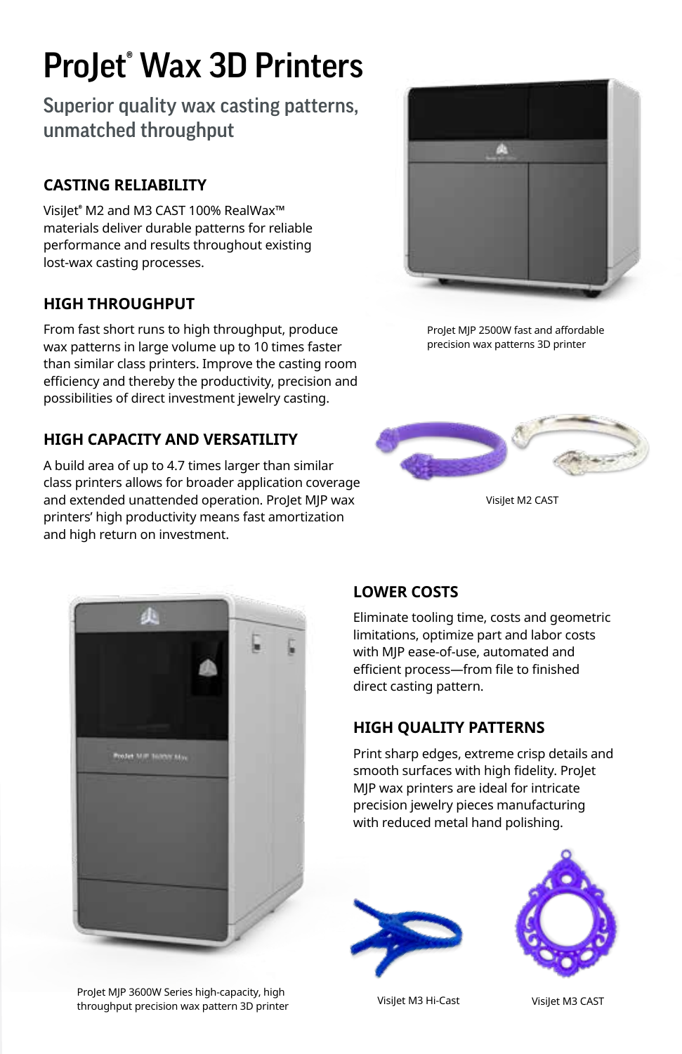# ProJet® Wax 3D Printers

## Superior quality wax casting patterns, unmatched throughput

### CASTING RELIABILITY

VisiJet® M2 and M3 CAST 100% RealWax™ materials deliver durable patterns for reliable performance and results throughout existing lost-wax casting processes.

### HIGH THROUGHPUT

From fast short runs to high throughput, produce wax patterns in large volume up to 10 times faster than similar class printers. Improve the casting room efficiency and thereby the productivity, precision and possibilities of direct investment jewelry casting.

### HIGH CAPACITY AND VERSATILITY

A build area of up to 4.7 times larger than similar class printers allows for broader application coverage and extended unattended operation. ProJet MJP wax printers' high productivity means fast amortization and high return on investment.

ProJet MJP 2500W fast and affordable precision wax patterns 3D printer

VisiJet M2 CAST

### LOWER COSTS

Eliminate tooling time, costs and geometric limitations, optimize part and labor costs with MJP ease-of-use, automated and efficient process—from file to finished direct casting pattern.

### HIGH QUALITY PATTERNS

Print sharp edges, extreme crisp details and smooth surfaces with high fidelity. ProJet MJP wax printers are ideal for intricate precision jewelry pieces manufacturing with reduced metal hand polishing.

ProJet MJP 3600W Series high-capacity, high throughput precision wax pattern 3D printer

VisiJet M3 Hi-Cast

VisiJet M3 CAST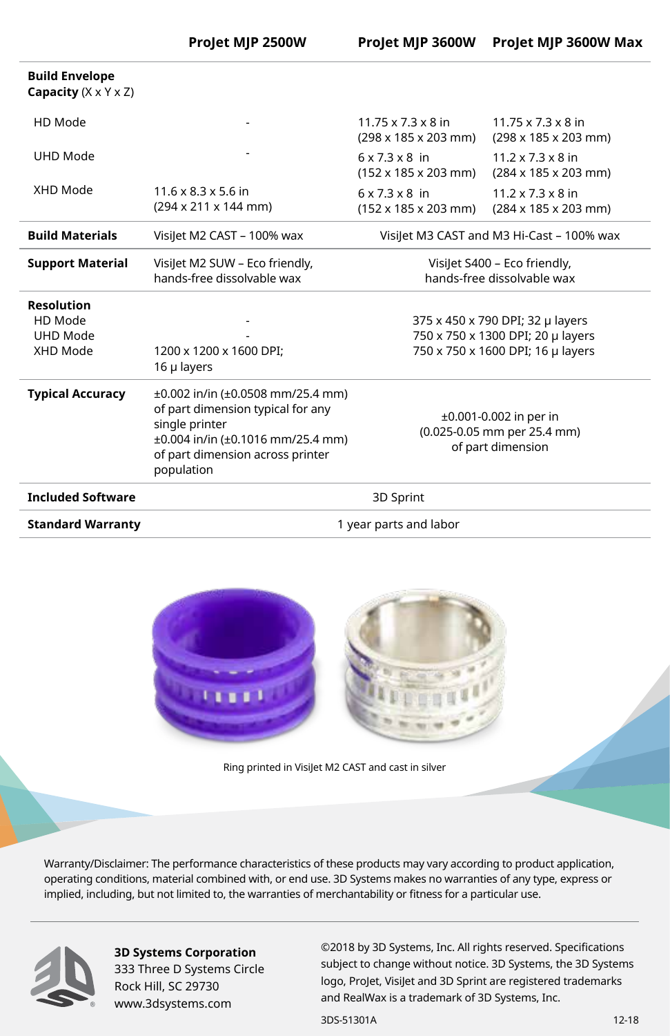| | ProJet MJP 2500W | ProJet MJP 3600W | ProJet MJP 3600W Max |
|---|---|---|---|
| **Build Envelope Capacity** (X x Y x Z) | | | |
| HD Mode | - | 11.75 x 7.3 x 8 in (298 x 185 x 203 mm) | 11.75 x 7.3 x 8 in (298 x 185 x 203 mm) |
| UHD Mode | - | 6 x 7.3 x 8 in (152 x 185 x 203 mm) | 11.2 x 7.3 x 8 in (284 x 185 x 203 mm) |
| XHD Mode | 11.6 x 8.3 x 5.6 in (294 x 211 x 144 mm) | 6 x 7.3 x 8 in (152 x 185 x 203 mm) | 11.2 x 7.3 x 8 in (284 x 185 x 203 mm) |
| **Build Materials** | VisiJet M2 CAST – 100% wax | VisiJet M3 CAST and M3 Hi-Cast – 100% wax | |
| **Support Material** | VisiJet M2 SUW – Eco friendly, hands-free dissolvable wax | VisiJet S400 – Eco friendly, hands-free dissolvable wax | |
| **Resolution** | | | |
| HD Mode | - | 375 x 450 x 790 DPI; 32 μ layers | |
| UHD Mode | - | 750 x 750 x 1300 DPI; 20 μ layers | |
| XHD Mode | 1200 x 1200 x 1600 DPI; 16 μ layers | 750 x 750 x 1600 DPI; 16 μ layers | |
| **Typical Accuracy** | ±0.002 in/in (±0.0508 mm/25.4 mm) of part dimension typical for any single printer ±0.004 in/in (±0.1016 mm/25.4 mm) of part dimension across printer population | ±0.001-0.002 in per in (0.025-0.05 mm per 25.4 mm) of part dimension | |
| **Included Software** | 3D Sprint | | |
| **Standard Warranty** | 1 year parts and labor | | |

Ring printed in VisiJet M2 CAST and cast in silver

Warranty/Disclaimer: The performance characteristics of these products may vary according to product application, operating conditions, material combined with, or end use. 3D Systems makes no warranties of any type, express or implied, including, but not limited to, the warranties of merchantability or fitness for a particular use.

**3D Systems Corporation**
333 Three D Systems Circle
Rock Hill, SC 29730
www.3dsystems.com

©2018 by 3D Systems, Inc. All rights reserved. Specifications subject to change without notice. 3D Systems, the 3D Systems logo, ProJet, VisiJet and 3D Sprint are registered trademarks and RealWax is a trademark of 3D Systems, Inc.

3DS-51301A 12-18